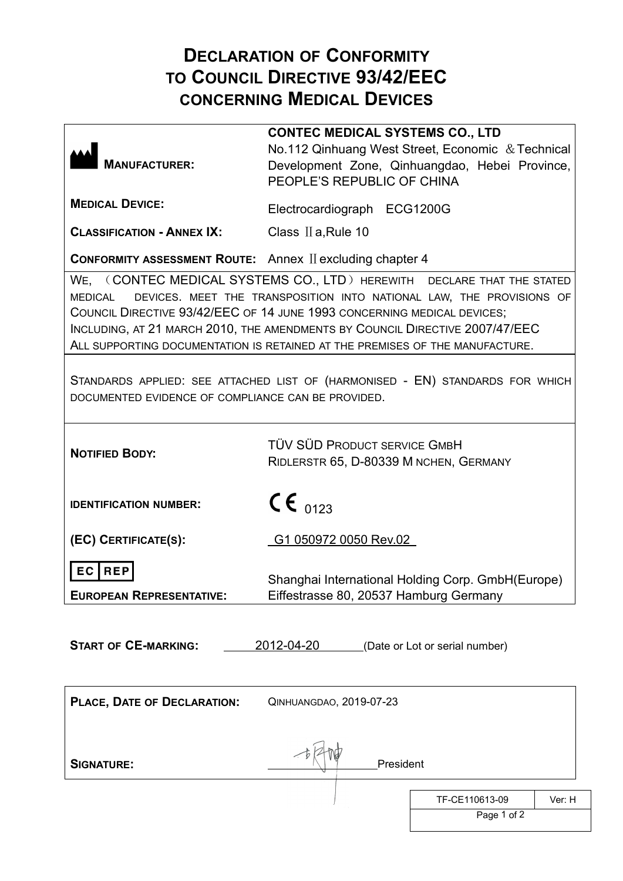# DECLARATION OF CONFORMITY TO COUNCIL DIRECTIVE 93/42/EEC CONCERNING MEDICAL DEVICES

| | |
|---|---|
| **MANUFACTURER:** | **CONTEC MEDICAL SYSTEMS CO., LTD**<br>No.112 Qinhuang West Street, Economic ＆Technical Development Zone, Qinhuangdao, Hebei Province, PEOPLE'S REPUBLIC OF CHINA |
| **MEDICAL DEVICE:** | Electrocardiograph ECG1200G |
| **CLASSIFICATION - ANNEX IX:** | Class Ⅱa,Rule 10 |
| **CONFORMITY ASSESSMENT ROUTE:** | Annex Ⅱexcluding chapter 4 |

WE, （CONTEC MEDICAL SYSTEMS CO., LTD）HEREWITH DECLARE THAT THE STATED MEDICAL DEVICES. MEET THE TRANSPOSITION INTO NATIONAL LAW, THE PROVISIONS OF COUNCIL DIRECTIVE 93/42/EEC OF 14 JUNE 1993 CONCERNING MEDICAL DEVICES;
INCLUDING, AT 21 MARCH 2010, THE AMENDMENTS BY COUNCIL DIRECTIVE 2007/47/EEC
ALL SUPPORTING DOCUMENTATION IS RETAINED AT THE PREMISES OF THE MANUFACTURE.

STANDARDS APPLIED: SEE ATTACHED LIST OF (HARMONISED - EN) STANDARDS FOR WHICH DOCUMENTED EVIDENCE OF COMPLIANCE CAN BE PROVIDED.

| | |
|---|---|
| **NOTIFIED BODY:** | TÜV SÜD PRODUCT SERVICE GMBH<br>RIDLERSTR 65, D-80339 M NCHEN, GERMANY |
| **IDENTIFICATION NUMBER:** | CE 0123 |
| **(EC) CERTIFICATE(S):** | G1 050972 0050 Rev.02 |
| EC REP<br>**EUROPEAN REPRESENTATIVE:** | Shanghai International Holding Corp. GmbH(Europe)<br>Eiffestrasse 80, 20537 Hamburg Germany |

**START OF CE-MARKING:** 2012-04-20 (Date or Lot or serial number)

| | |
|---|---|
| **PLACE, DATE OF DECLARATION:** | QINHUANGDAO, 2019-07-23 |
| **SIGNATURE:** | [signature] President |

| TF-CE110613-09 | Ver: H |
|---|---|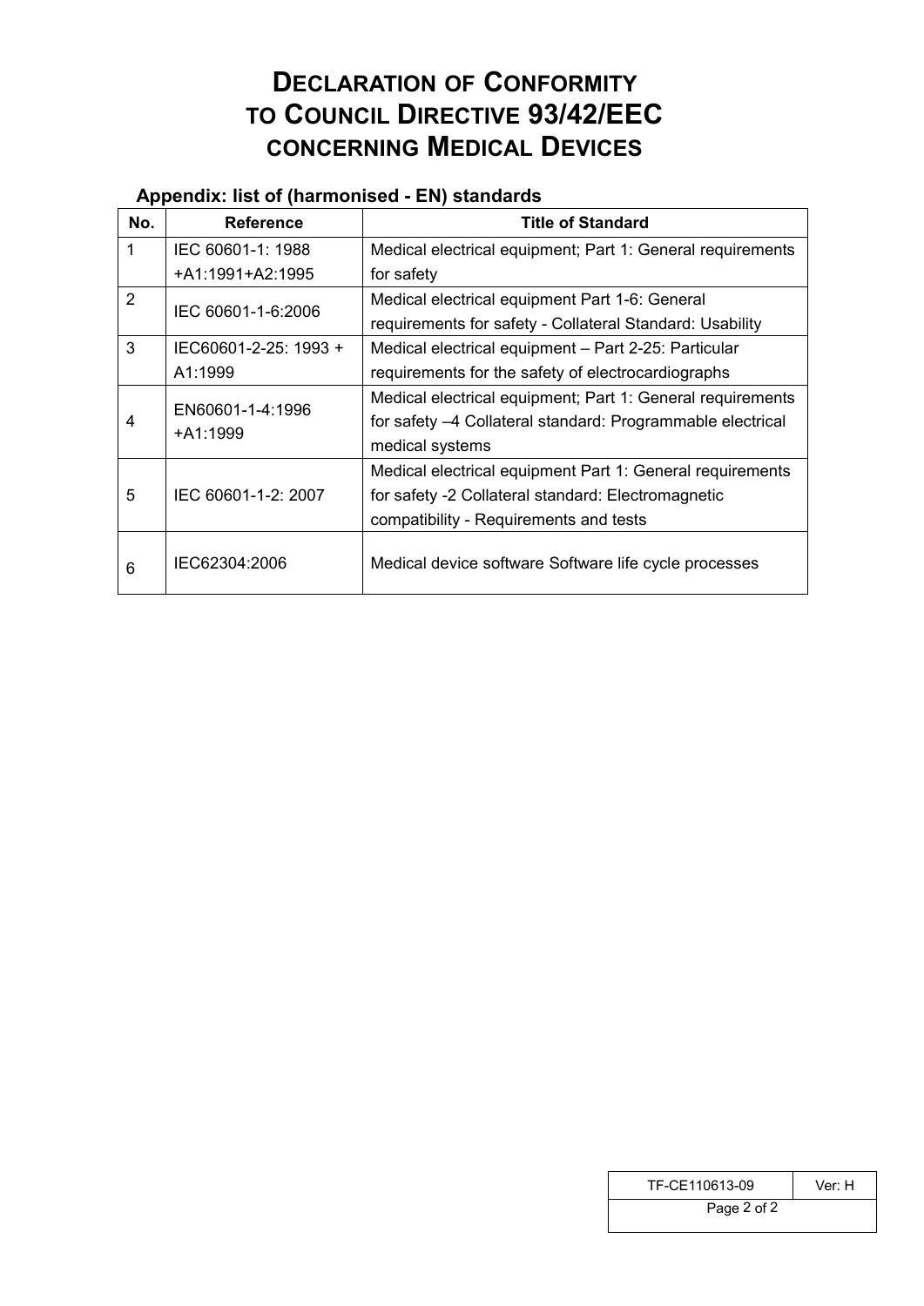# DECLARATION OF CONFORMITY TO COUNCIL DIRECTIVE 93/42/EEC CONCERNING MEDICAL DEVICES

**Appendix: list of (harmonised - EN) standards**

| No. | Reference | Title of Standard |
|---|---|---|
| 1 | IEC 60601-1: 1988 +A1:1991+A2:1995 | Medical electrical equipment; Part 1: General requirements for safety |
| 2 | IEC 60601-1-6:2006 | Medical electrical equipment Part 1-6: General requirements for safety - Collateral Standard: Usability |
| 3 | IEC60601-2-25: 1993 + A1:1999 | Medical electrical equipment – Part 2-25: Particular requirements for the safety of electrocardiographs |
| 4 | EN60601-1-4:1996 +A1:1999 | Medical electrical equipment; Part 1: General requirements for safety –4 Collateral standard: Programmable electrical medical systems |
| 5 | IEC 60601-1-2: 2007 | Medical electrical equipment Part 1: General requirements for safety -2 Collateral standard: Electromagnetic compatibility - Requirements and tests |
| 6 | IEC62304:2006 | Medical device software Software life cycle processes |

| TF-CE110613-09 | Ver: H |
|---|---|